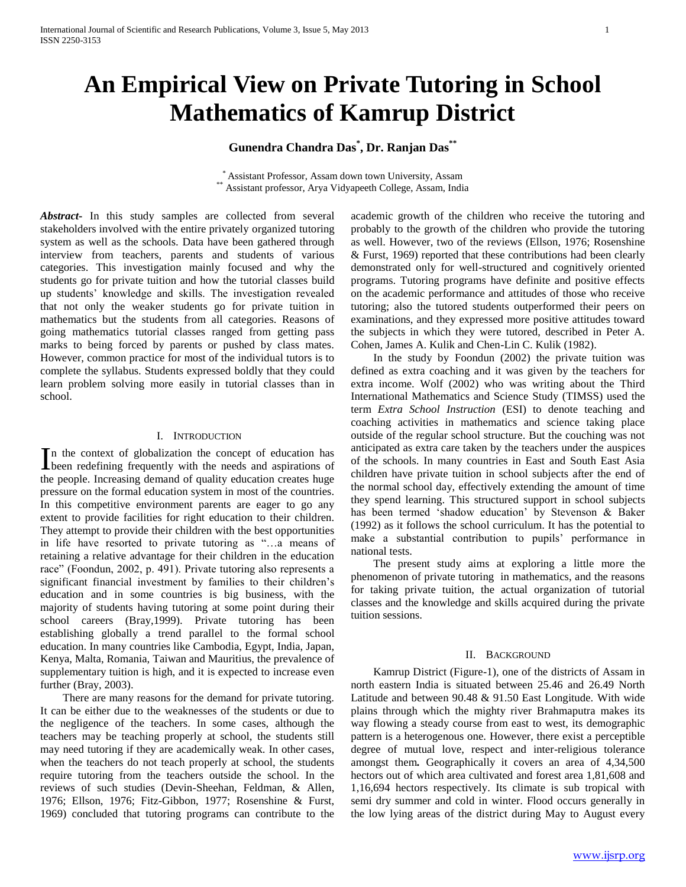# An Empirical View on Private Tutoring in School Mathematics of Kamrup District

**Gunendra Chandra Das[*], Dr. Ranjan Das[**]**

[*] Assistant Professor, Assam down town University, Assam
[**] Assistant professor, Arya Vidyapeeth College, Assam, India

***Abstract-*** In this study samples are collected from several stakeholders involved with the entire privately organized tutoring system as well as the schools. Data have been gathered through interview from teachers, parents and students of various categories. This investigation mainly focused and why the students go for private tuition and how the tutorial classes build up students' knowledge and skills. The investigation revealed that not only the weaker students go for private tuition in mathematics but the students from all categories. Reasons of going mathematics tutorial classes ranged from getting pass marks to being forced by parents or pushed by class mates. However, common practice for most of the individual tutors is to complete the syllabus. Students expressed boldly that they could learn problem solving more easily in tutorial classes than in school.

## I. Introduction

In the context of globalization the concept of education has been redefining frequently with the needs and aspirations of the people. Increasing demand of quality education creates huge pressure on the formal education system in most of the countries. In this competitive environment parents are eager to go any extent to provide facilities for right education to their children. They attempt to provide their children with the best opportunities in life have resorted to private tutoring as "…a means of retaining a relative advantage for their children in the education race" (Foondun, 2002, p. 491). Private tutoring also represents a significant financial investment by families to their children's education and in some countries is big business, with the majority of students having tutoring at some point during their school careers (Bray,1999). Private tutoring has been establishing globally a trend parallel to the formal school education. In many countries like Cambodia, Egypt, India, Japan, Kenya, Malta, Romania, Taiwan and Mauritius, the prevalence of supplementary tuition is high, and it is expected to increase even further (Bray, 2003).

There are many reasons for the demand for private tutoring. It can be either due to the weaknesses of the students or due to the negligence of the teachers. In some cases, although the teachers may be teaching properly at school, the students still may need tutoring if they are academically weak. In other cases, when the teachers do not teach properly at school, the students require tutoring from the teachers outside the school. In the reviews of such studies (Devin-Sheehan, Feldman, & Allen, 1976; Ellson, 1976; Fitz-Gibbon, 1977; Rosenshine & Furst, 1969) concluded that tutoring programs can contribute to the academic growth of the children who receive the tutoring and probably to the growth of the children who provide the tutoring as well. However, two of the reviews (Ellson, 1976; Rosenshine & Furst, 1969) reported that these contributions had been clearly demonstrated only for well-structured and cognitively oriented programs. Tutoring programs have definite and positive effects on the academic performance and attitudes of those who receive tutoring; also the tutored students outperformed their peers on examinations, and they expressed more positive attitudes toward the subjects in which they were tutored, described in Peter A. Cohen, James A. Kulik and Chen-Lin C. Kulik (1982).

In the study by Foondun (2002) the private tuition was defined as extra coaching and it was given by the teachers for extra income. Wolf (2002) who was writing about the Third International Mathematics and Science Study (TIMSS) used the term *Extra School Instruction* (ESI) to denote teaching and coaching activities in mathematics and science taking place outside of the regular school structure. But the couching was not anticipated as extra care taken by the teachers under the auspices of the schools. In many countries in East and South East Asia children have private tuition in school subjects after the end of the normal school day, effectively extending the amount of time they spend learning. This structured support in school subjects has been termed 'shadow education' by Stevenson & Baker (1992) as it follows the school curriculum. It has the potential to make a substantial contribution to pupils' performance in national tests.

The present study aims at exploring a little more the phenomenon of private tutoring in mathematics, and the reasons for taking private tuition, the actual organization of tutorial classes and the knowledge and skills acquired during the private tuition sessions.

## II. Background

Kamrup District (Figure-1), one of the districts of Assam in north eastern India is situated between 25.46 and 26.49 North Latitude and between 90.48 & 91.50 East Longitude. With wide plains through which the mighty river Brahmaputra makes its way flowing a steady course from east to west, its demographic pattern is a heterogenous one. However, there exist a perceptible degree of mutual love, respect and inter-religious tolerance amongst them**.** Geographically it covers an area of 4,34,500 hectors out of which area cultivated and forest area 1,81,608 and 1,16,694 hectors respectively. Its climate is sub tropical with semi dry summer and cold in winter. Flood occurs generally in the low lying areas of the district during May to August every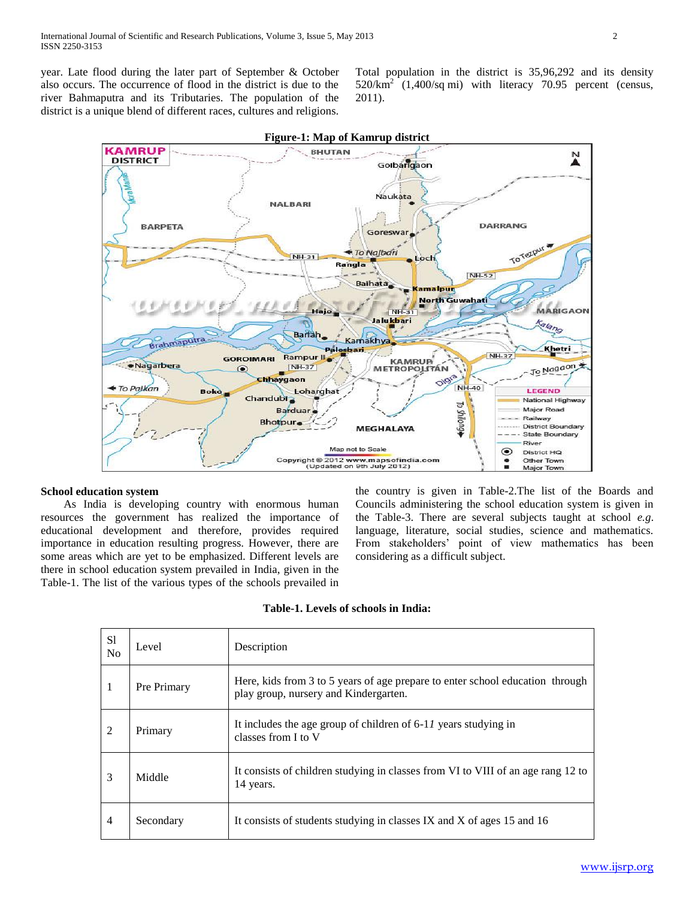year. Late flood during the later part of September & October also occurs. The occurrence of flood in the district is due to the river Bahmaputra and its Tributaries. The population of the district is a unique blend of different races, cultures and religions. Total population in the district is 35,96,292 and its density 520/km$^2$ (1,400/sq mi) with literacy 70.95 percent (census, 2011).

**Figure-1: Map of Kamrup district**

### School education system

As India is developing country with enormous human resources the government has realized the importance of educational development and therefore, provides required importance in education resulting progress. However, there are some areas which are yet to be emphasized. Different levels are there in school education system prevailed in India, given in the Table-1. The list of the various types of the schools prevailed in the country is given in Table-2.The list of the Boards and Councils administering the school education system is given in the Table-3. There are several subjects taught at school *e.g*. language, literature, social studies, science and mathematics. From stakeholders' point of view mathematics has been considering as a difficult subject.

**Table-1. Levels of schools in India:**

| Sl No | Level | Description |
|---|---|---|
| 1 | Pre Primary | Here, kids from 3 to 5 years of age prepare to enter school education through play group, nursery and Kindergarten. |
| 2 | Primary | It includes the age group of children of 6-11 years studying in classes from I to V |
| 3 | Middle | It consists of children studying in classes from VI to VIII of an age rang 12 to 14 years. |
| 4 | Secondary | It consists of students studying in classes IX and X of ages 15 and 16 |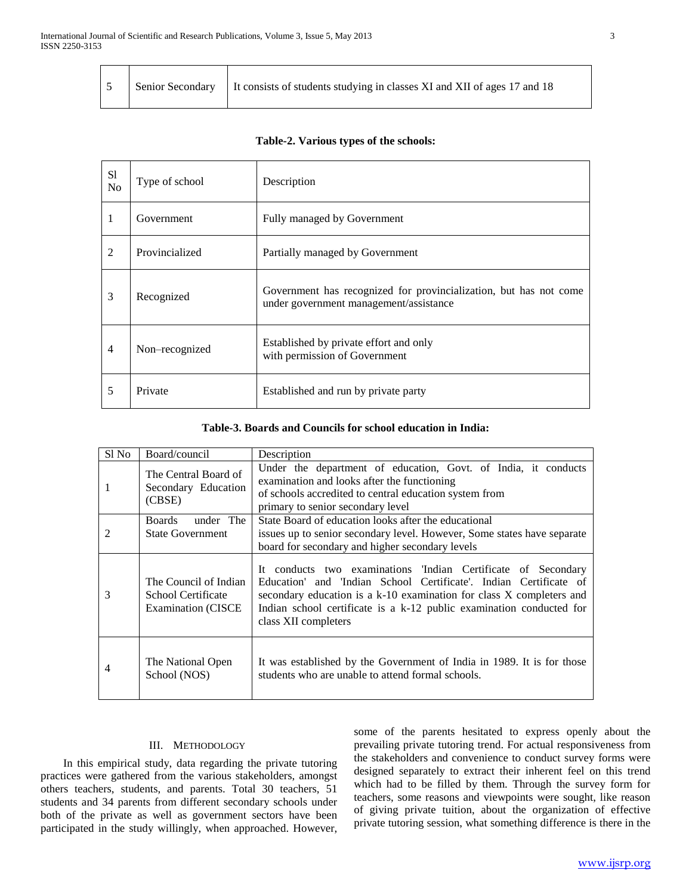| 5 | Senior Secondary | It consists of students studying in classes XI and XII of ages 17 and 18 |
|---|---|---|

**Table-2. Various types of the schools:**

| Sl No | Type of school | Description |
|---|---|---|
| 1 | Government | Fully managed by Government |
| 2 | Provincialized | Partially managed by Government |
| 3 | Recognized | Government has recognized for provincialization, but has not come under government management/assistance |
| 4 | Non–recognized | Established by private effort and only with permission of Government |
| 5 | Private | Established and run by private party |

**Table-3. Boards and Councils for school education in India:**

| Sl No | Board/council | Description |
|---|---|---|
| 1 | The Central Board of Secondary Education (CBSE) | Under the department of education, Govt. of India, it conducts examination and looks after the functioning of schools accredited to central education system from primary to senior secondary level |
| 2 | Boards under The State Government | State Board of education looks after the educational issues up to senior secondary level. However, Some states have separate board for secondary and higher secondary levels |
| 3 | The Council of Indian School Certificate Examination (CISCE | It conducts two examinations 'Indian Certificate of Secondary Education' and 'Indian School Certificate'. Indian Certificate of secondary education is a k-10 examination for class X completers and Indian school certificate is a k-12 public examination conducted for class XII completers |
| 4 | The National Open School (NOS) | It was established by the Government of India in 1989. It is for those students who are unable to attend formal schools. |

## III. Methodology

In this empirical study, data regarding the private tutoring practices were gathered from the various stakeholders, amongst others teachers, students, and parents. Total 30 teachers, 51 students and 34 parents from different secondary schools under both of the private as well as government sectors have been participated in the study willingly, when approached. However, some of the parents hesitated to express openly about the prevailing private tutoring trend. For actual responsiveness from the stakeholders and convenience to conduct survey forms were designed separately to extract their inherent feel on this trend which had to be filled by them. Through the survey form for teachers, some reasons and viewpoints were sought, like reason of giving private tuition, about the organization of effective private tutoring session, what something difference is there in the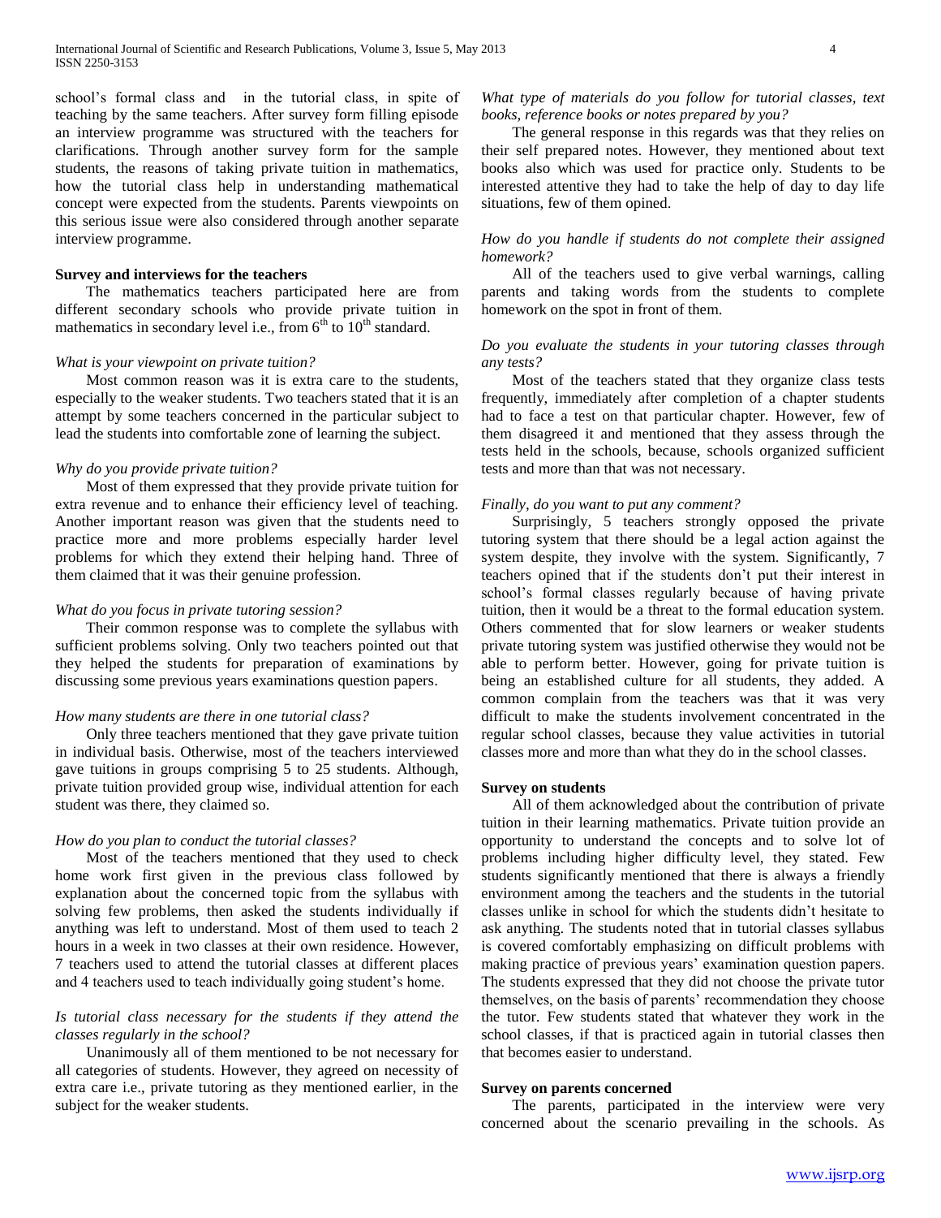school's formal class and in the tutorial class, in spite of teaching by the same teachers. After survey form filling episode an interview programme was structured with the teachers for clarifications. Through another survey form for the sample students, the reasons of taking private tuition in mathematics, how the tutorial class help in understanding mathematical concept were expected from the students. Parents viewpoints on this serious issue were also considered through another separate interview programme.

**Survey and interviews for the teachers**

The mathematics teachers participated here are from different secondary schools who provide private tuition in mathematics in secondary level i.e., from $6^{th}$ to $10^{th}$ standard.

*What is your viewpoint on private tuition?*

Most common reason was it is extra care to the students, especially to the weaker students. Two teachers stated that it is an attempt by some teachers concerned in the particular subject to lead the students into comfortable zone of learning the subject.

*Why do you provide private tuition?*

Most of them expressed that they provide private tuition for extra revenue and to enhance their efficiency level of teaching. Another important reason was given that the students need to practice more and more problems especially harder level problems for which they extend their helping hand. Three of them claimed that it was their genuine profession.

*What do you focus in private tutoring session?*

Their common response was to complete the syllabus with sufficient problems solving. Only two teachers pointed out that they helped the students for preparation of examinations by discussing some previous years examinations question papers.

*How many students are there in one tutorial class?*

Only three teachers mentioned that they gave private tuition in individual basis. Otherwise, most of the teachers interviewed gave tuitions in groups comprising 5 to 25 students. Although, private tuition provided group wise, individual attention for each student was there, they claimed so.

*How do you plan to conduct the tutorial classes?*

Most of the teachers mentioned that they used to check home work first given in the previous class followed by explanation about the concerned topic from the syllabus with solving few problems, then asked the students individually if anything was left to understand. Most of them used to teach 2 hours in a week in two classes at their own residence. However, 7 teachers used to attend the tutorial classes at different places and 4 teachers used to teach individually going student's home.

*Is tutorial class necessary for the students if they attend the classes regularly in the school?*

Unanimously all of them mentioned to be not necessary for all categories of students. However, they agreed on necessity of extra care i.e., private tutoring as they mentioned earlier, in the subject for the weaker students.

*What type of materials do you follow for tutorial classes, text books, reference books or notes prepared by you?*

The general response in this regards was that they relies on their self prepared notes. However, they mentioned about text books also which was used for practice only. Students to be interested attentive they had to take the help of day to day life situations, few of them opined.

*How do you handle if students do not complete their assigned homework?*

All of the teachers used to give verbal warnings, calling parents and taking words from the students to complete homework on the spot in front of them.

*Do you evaluate the students in your tutoring classes through any tests?*

Most of the teachers stated that they organize class tests frequently, immediately after completion of a chapter students had to face a test on that particular chapter. However, few of them disagreed it and mentioned that they assess through the tests held in the schools, because, schools organized sufficient tests and more than that was not necessary.

*Finally, do you want to put any comment?*

Surprisingly, 5 teachers strongly opposed the private tutoring system that there should be a legal action against the system despite, they involve with the system. Significantly, 7 teachers opined that if the students don't put their interest in school's formal classes regularly because of having private tuition, then it would be a threat to the formal education system. Others commented that for slow learners or weaker students private tutoring system was justified otherwise they would not be able to perform better. However, going for private tuition is being an established culture for all students, they added. A common complain from the teachers was that it was very difficult to make the students involvement concentrated in the regular school classes, because they value activities in tutorial classes more and more than what they do in the school classes.

**Survey on students**

All of them acknowledged about the contribution of private tuition in their learning mathematics. Private tuition provide an opportunity to understand the concepts and to solve lot of problems including higher difficulty level, they stated. Few students significantly mentioned that there is always a friendly environment among the teachers and the students in the tutorial classes unlike in school for which the students didn't hesitate to ask anything. The students noted that in tutorial classes syllabus is covered comfortably emphasizing on difficult problems with making practice of previous years' examination question papers. The students expressed that they did not choose the private tutor themselves, on the basis of parents' recommendation they choose the tutor. Few students stated that whatever they work in the school classes, if that is practiced again in tutorial classes then that becomes easier to understand.

**Survey on parents concerned**

The parents, participated in the interview were very concerned about the scenario prevailing in the schools. As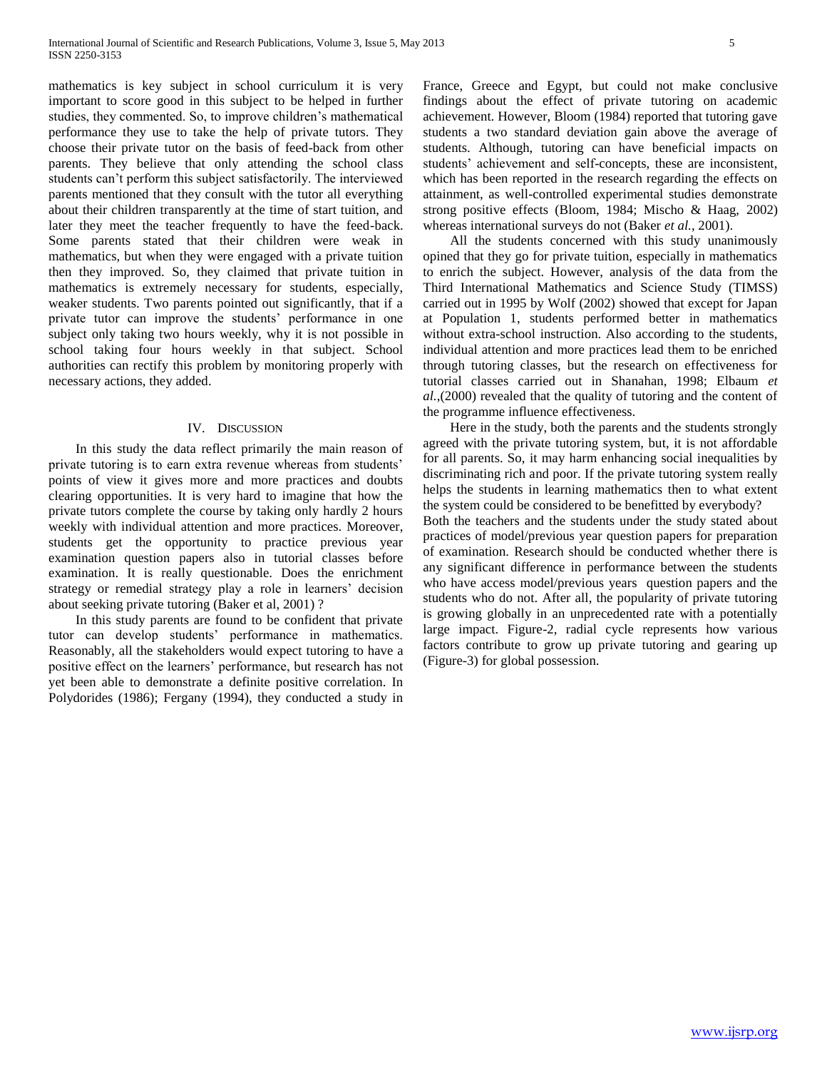mathematics is key subject in school curriculum it is very important to score good in this subject to be helped in further studies, they commented. So, to improve children's mathematical performance they use to take the help of private tutors. They choose their private tutor on the basis of feed-back from other parents. They believe that only attending the school class students can't perform this subject satisfactorily. The interviewed parents mentioned that they consult with the tutor all everything about their children transparently at the time of start tuition, and later they meet the teacher frequently to have the feed-back. Some parents stated that their children were weak in mathematics, but when they were engaged with a private tuition then they improved. So, they claimed that private tuition in mathematics is extremely necessary for students, especially, weaker students. Two parents pointed out significantly, that if a private tutor can improve the students' performance in one subject only taking two hours weekly, why it is not possible in school taking four hours weekly in that subject. School authorities can rectify this problem by monitoring properly with necessary actions, they added.

## IV. Discussion

In this study the data reflect primarily the main reason of private tutoring is to earn extra revenue whereas from students' points of view it gives more and more practices and doubts clearing opportunities. It is very hard to imagine that how the private tutors complete the course by taking only hardly 2 hours weekly with individual attention and more practices. Moreover, students get the opportunity to practice previous year examination question papers also in tutorial classes before examination. It is really questionable. Does the enrichment strategy or remedial strategy play a role in learners' decision about seeking private tutoring (Baker et al, 2001) ?

In this study parents are found to be confident that private tutor can develop students' performance in mathematics. Reasonably, all the stakeholders would expect tutoring to have a positive effect on the learners' performance, but research has not yet been able to demonstrate a definite positive correlation. In Polydorides (1986); Fergany (1994), they conducted a study in France, Greece and Egypt, but could not make conclusive findings about the effect of private tutoring on academic achievement. However, Bloom (1984) reported that tutoring gave students a two standard deviation gain above the average of students. Although, tutoring can have beneficial impacts on students' achievement and self-concepts, these are inconsistent, which has been reported in the research regarding the effects on attainment, as well-controlled experimental studies demonstrate strong positive effects (Bloom, 1984; Mischo & Haag, 2002) whereas international surveys do not (Baker *et al.*, 2001).

All the students concerned with this study unanimously opined that they go for private tuition, especially in mathematics to enrich the subject. However, analysis of the data from the Third International Mathematics and Science Study (TIMSS) carried out in 1995 by Wolf (2002) showed that except for Japan at Population 1, students performed better in mathematics without extra-school instruction. Also according to the students, individual attention and more practices lead them to be enriched through tutoring classes, but the research on effectiveness for tutorial classes carried out in Shanahan, 1998; Elbaum *et al.*,(2000) revealed that the quality of tutoring and the content of the programme influence effectiveness.

Here in the study, both the parents and the students strongly agreed with the private tutoring system, but, it is not affordable for all parents. So, it may harm enhancing social inequalities by discriminating rich and poor. If the private tutoring system really helps the students in learning mathematics then to what extent the system could be considered to be benefitted by everybody?

Both the teachers and the students under the study stated about practices of model/previous year question papers for preparation of examination. Research should be conducted whether there is any significant difference in performance between the students who have access model/previous years question papers and the students who do not. After all, the popularity of private tutoring is growing globally in an unprecedented rate with a potentially large impact. Figure-2, radial cycle represents how various factors contribute to grow up private tutoring and gearing up (Figure-3) for global possession.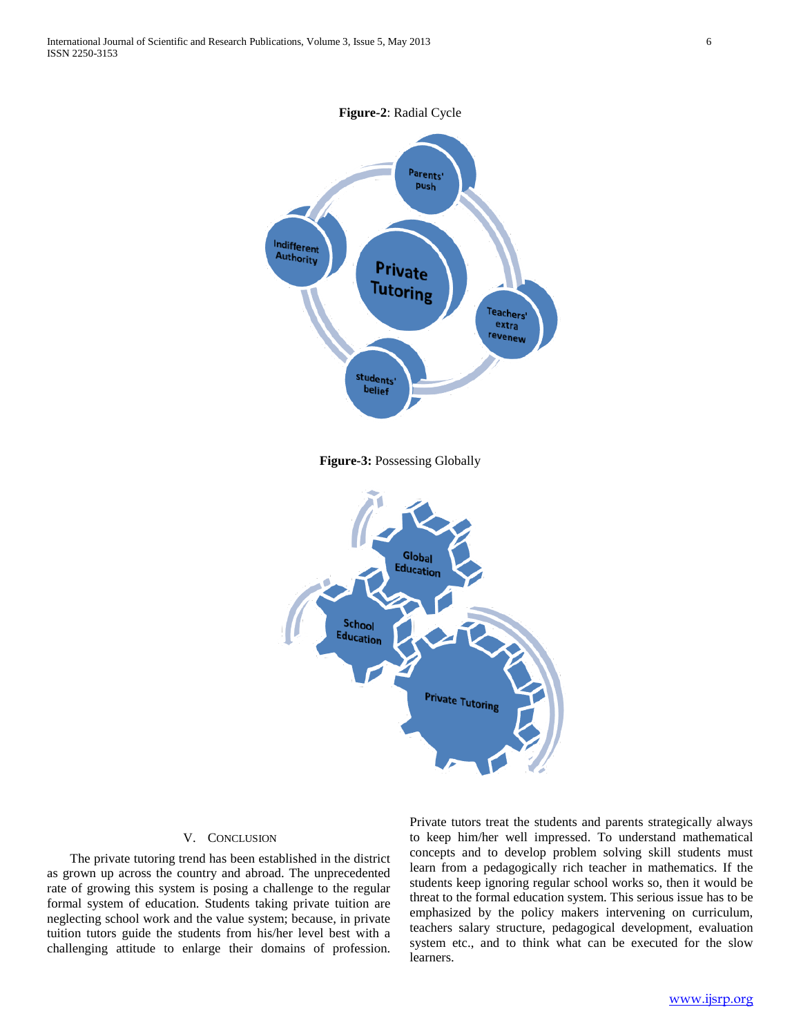**Figure-2**: Radial Cycle

**Figure-3:** Possessing Globally

## V. CONCLUSION

The private tutoring trend has been established in the district as grown up across the country and abroad. The unprecedented rate of growing this system is posing a challenge to the regular formal system of education. Students taking private tuition are neglecting school work and the value system; because, in private tuition tutors guide the students from his/her level best with a challenging attitude to enlarge their domains of profession. Private tutors treat the students and parents strategically always to keep him/her well impressed. To understand mathematical concepts and to develop problem solving skill students must learn from a pedagogically rich teacher in mathematics. If the students keep ignoring regular school works so, then it would be threat to the formal education system. This serious issue has to be emphasized by the policy makers intervening on curriculum, teachers salary structure, pedagogical development, evaluation system etc., and to think what can be executed for the slow learners.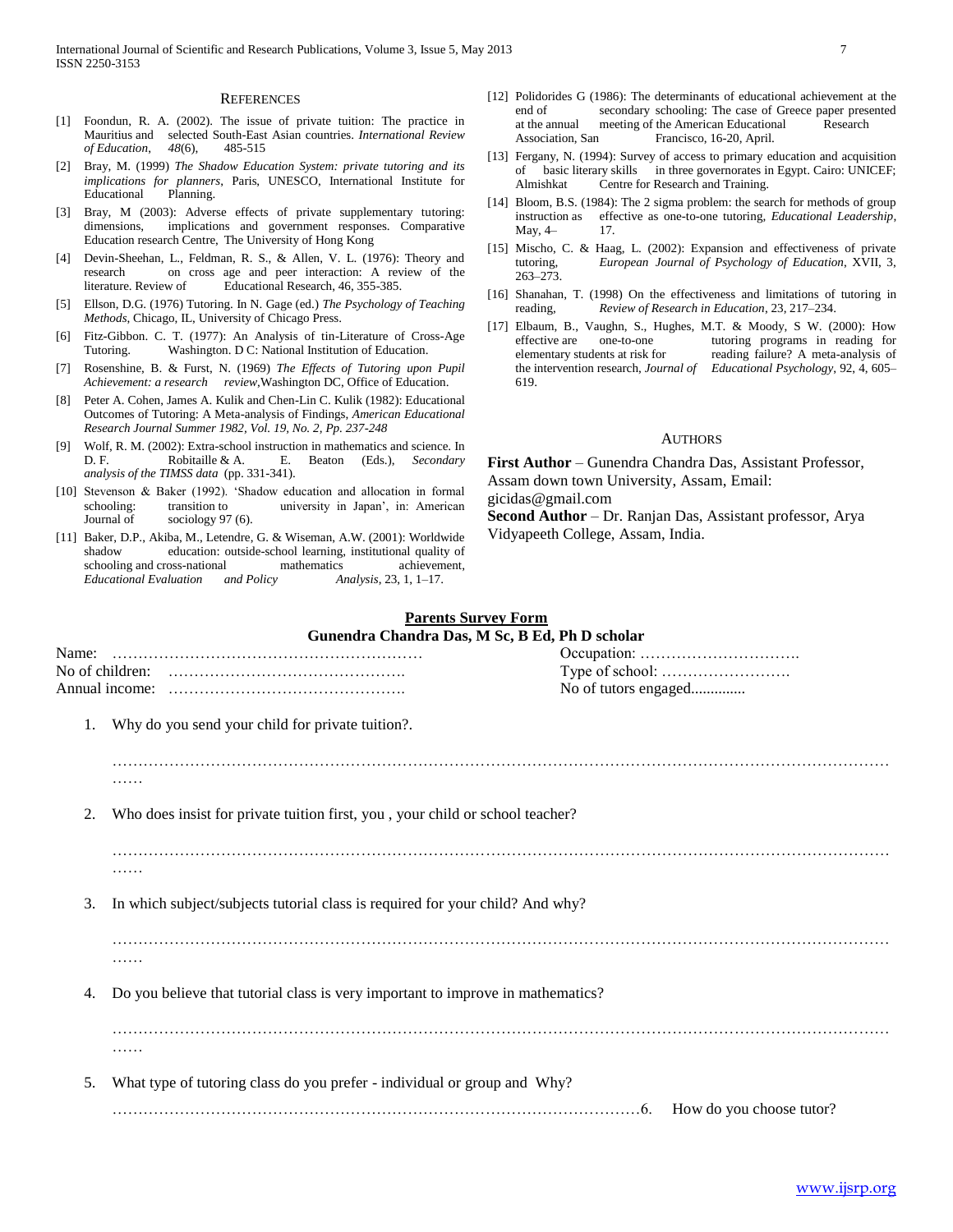## REFERENCES

[1] Foondun, R. A. (2002). The issue of private tuition: The practice in Mauritius and selected South-East Asian countries. *International Review of Education*, *48*(6), 485-515

[2] Bray, M. (1999) *The Shadow Education System: private tutoring and its implications for planners*, Paris, UNESCO, International Institute for Educational Planning.

[3] Bray, M (2003): Adverse effects of private supplementary tutoring: dimensions, implications and government responses. Comparative Education research Centre, The University of Hong Kong

[4] Devin-Sheehan, L., Feldman, R. S., & Allen, V. L. (1976): Theory and research on cross age and peer interaction: A review of the literature. Review of Educational Research, 46, 355-385.

[5] Ellson, D.G. (1976) Tutoring. In N. Gage (ed.) *The Psychology of Teaching Methods*, Chicago, IL, University of Chicago Press.

[6] Fitz-Gibbon. C. T. (1977): An Analysis of tin-Literature of Cross-Age Tutoring. Washington. D C: National Institution of Education.

[7] Rosenshine, B. & Furst, N. (1969) *The Effects of Tutoring upon Pupil Achievement: a research review*,Washington DC, Office of Education.

[8] Peter A. Cohen, James A. Kulik and Chen-Lin C. Kulik (1982): Educational Outcomes of Tutoring: A Meta-analysis of Findings, *American Educational Research Journal Summer 1982, Vol. 19, No. 2, Pp. 237-248*

[9] Wolf, R. M. (2002): Extra-school instruction in mathematics and science. In D. F. Robitaille & A. E. Beaton (Eds.), *Secondary analysis of the TIMSS data* (pp. 331-341).

[10] Stevenson & Baker (1992). 'Shadow education and allocation in formal schooling: transition to university in Japan', in: American Journal of sociology 97 (6).

[11] Baker, D.P., Akiba, M., Letendre, G. & Wiseman, A.W. (2001): Worldwide shadow education: outside-school learning, institutional quality of schooling and cross-national mathematics achievement, *Educational Evaluation and Policy Analysis*, 23, 1, 1–17.

[12] Polidorides G (1986): The determinants of educational achievement at the end of secondary schooling: The case of Greece paper presented at the annual meeting of the American Educational Research Association, San Francisco, 16-20, April.

[13] Fergany, N. (1994): Survey of access to primary education and acquisition of basic literary skills in three governorates in Egypt. Cairo: UNICEF; Almishkat Centre for Research and Training.

[14] Bloom, B.S. (1984): The 2 sigma problem: the search for methods of group instruction as effective as one-to-one tutoring, *Educational Leadership*, May, 4– 17.

[15] Mischo, C. & Haag, L. (2002): Expansion and effectiveness of private tutoring, *European Journal of Psychology of Education*, XVII, 3, 263–273.

[16] Shanahan, T. (1998) On the effectiveness and limitations of tutoring in reading, *Review of Research in Education*, 23, 217–234.

[17] Elbaum, B., Vaughn, S., Hughes, M.T. & Moody, S W. (2000): How effective are one-to-one tutoring programs in reading for elementary students at risk for reading failure? A meta-analysis of the intervention research, *Journal of Educational Psychology*, 92, 4, 605–619.

## AUTHORS

**First Author** – Gunendra Chandra Das, Assistant Professor, Assam down town University, Assam, Email: gicidas@gmail.com

**Second Author** – Dr. Ranjan Das, Assistant professor, Arya Vidyapeeth College, Assam, India.

## **Parents Survey Form**

**Gunendra Chandra Das, M Sc, B Ed, Ph D scholar**

Name: …………………………………………………… Occupation: ………………………….
No of children: ………………………………………. Type of school: …………………….
Annual income: ………………………………………. No of tutors engaged..............

1. Why do you send your child for private tuition?.

   ……………………………………………………………………………………………………………………………………

2. Who does insist for private tuition first, you , your child or school teacher?

   ……………………………………………………………………………………………………………………………………

3. In which subject/subjects tutorial class is required for your child? And why?

   ……………………………………………………………………………………………………………………………………

4. Do you believe that tutorial class is very important to improve in mathematics?

   ……………………………………………………………………………………………………………………………………

5. What type of tutoring class do you prefer - individual or group and Why?

   ………………………………………………………………………………………… 6. How do you choose tutor?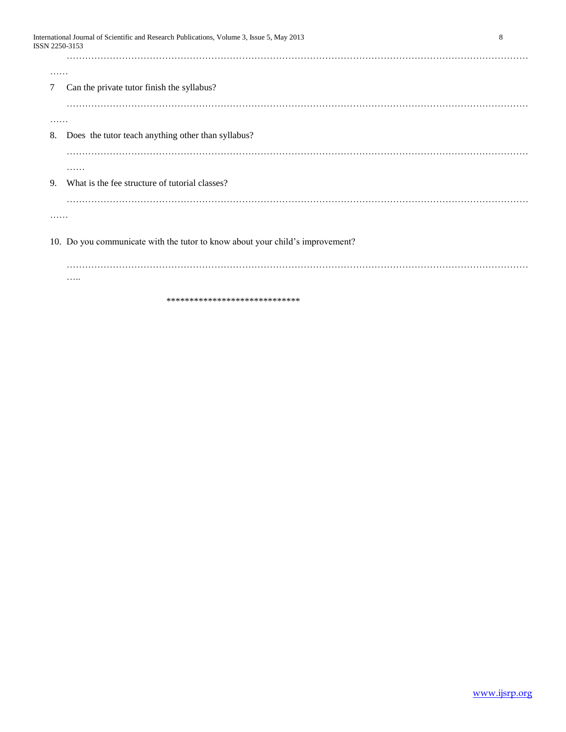……………………………………………………………………………………………………………………………………
……

7 Can the private tutor finish the syllabus?

……………………………………………………………………………………………………………………………………
……

8. Does the tutor teach anything other than syllabus?

……………………………………………………………………………………………………………………………………
……

9. What is the fee structure of tutorial classes?

……………………………………………………………………………………………………………………………………
……

10. Do you communicate with the tutor to know about your child's improvement?

……………………………………………………………………………………………………………………………………
…..

*****************************